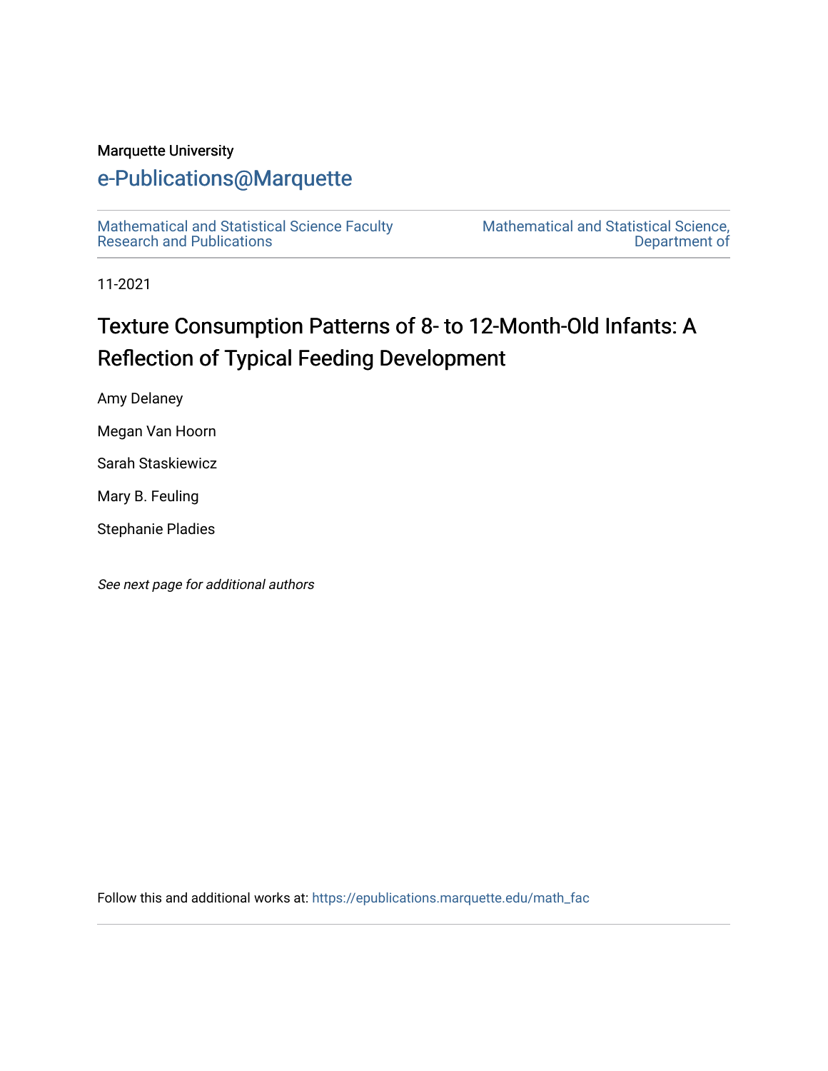Marquette University

# e-Publications@Marquette

Mathematical and Statistical Science Faculty Research and Publications

Mathematical and Statistical Science, Department of

11-2021

# Texture Consumption Patterns of 8- to 12-Month-Old Infants: A Reflection of Typical Feeding Development

Amy Delaney

Megan Van Hoorn

Sarah Staskiewicz

Mary B. Feuling

Stephanie Pladies

*See next page for additional authors*

Follow this and additional works at: https://epublications.marquette.edu/math_fac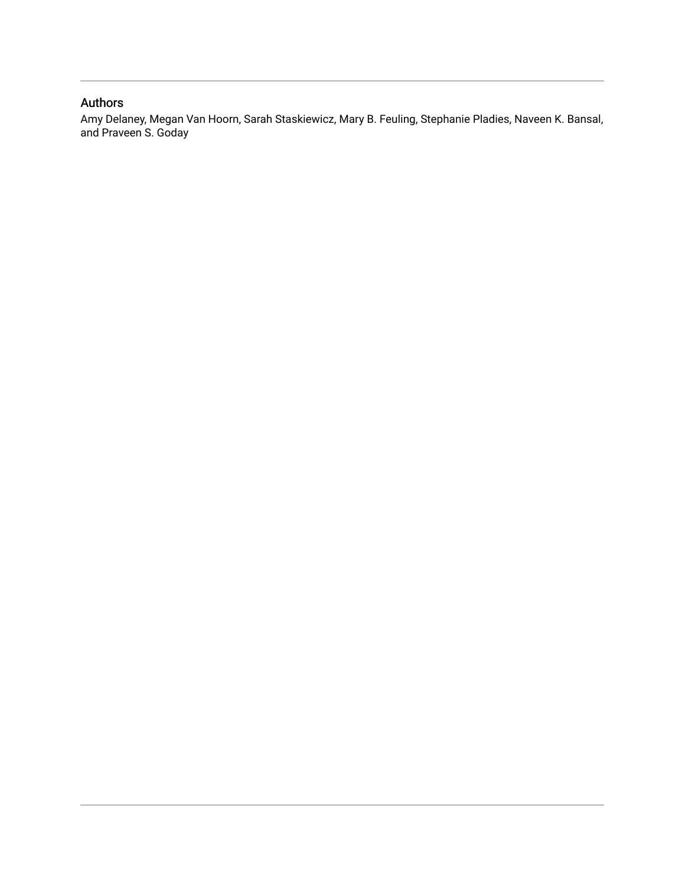## Authors

Amy Delaney, Megan Van Hoorn, Sarah Staskiewicz, Mary B. Feuling, Stephanie Pladies, Naveen K. Bansal, and Praveen S. Goday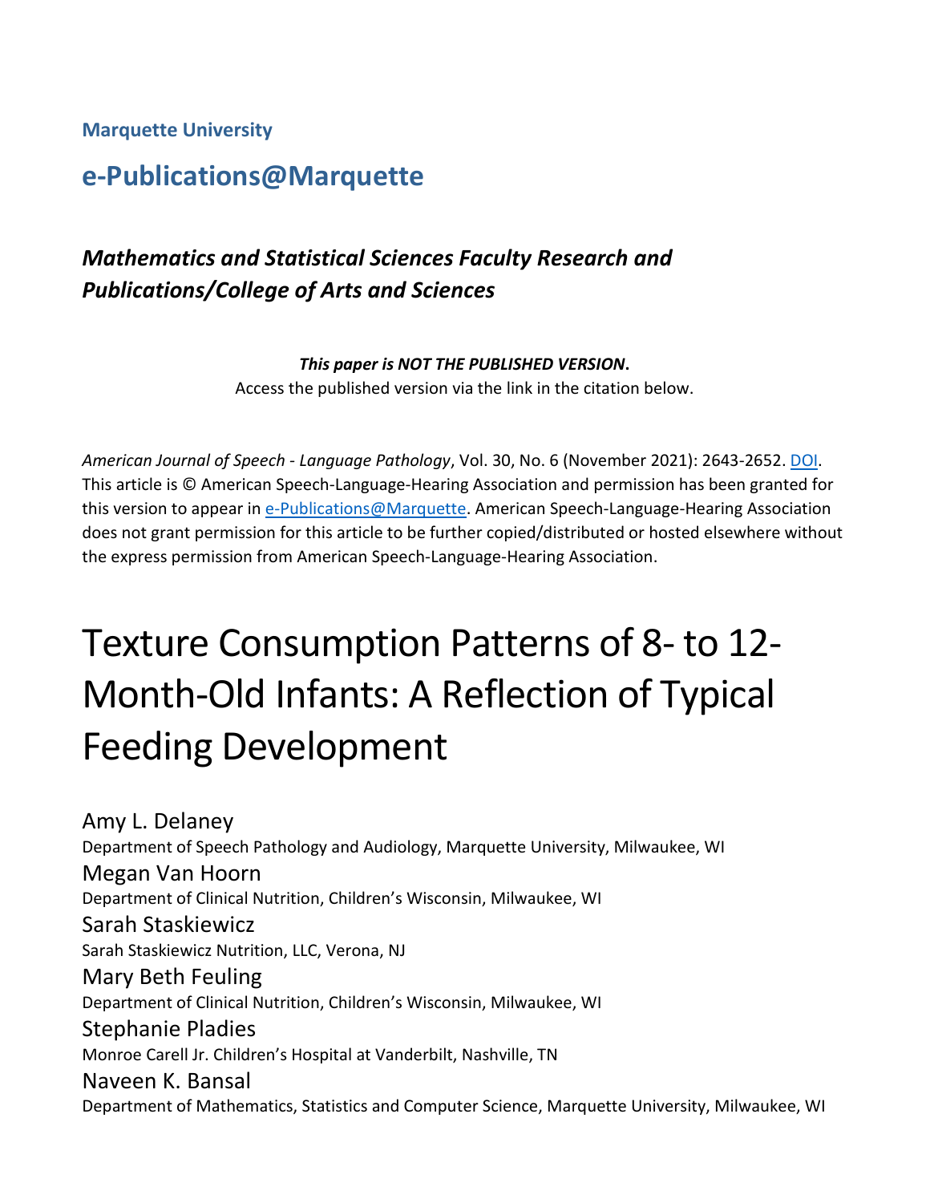Marquette University

# e-Publications@Marquette

***Mathematics and Statistical Sciences Faculty Research and Publications/College of Arts and Sciences***

***This paper is NOT THE PUBLISHED VERSION*****.**
Access the published version via the link in the citation below.

*American Journal of Speech - Language Pathology*, Vol. 30, No. 6 (November 2021): 2643-2652. DOI. This article is © American Speech-Language-Hearing Association and permission has been granted for this version to appear in e-Publications@Marquette. American Speech-Language-Hearing Association does not grant permission for this article to be further copied/distributed or hosted elsewhere without the express permission from American Speech-Language-Hearing Association.

# Texture Consumption Patterns of 8- to 12-Month-Old Infants: A Reflection of Typical Feeding Development

Amy L. Delaney
Department of Speech Pathology and Audiology, Marquette University, Milwaukee, WI

Megan Van Hoorn
Department of Clinical Nutrition, Children's Wisconsin, Milwaukee, WI

Sarah Staskiewicz
Sarah Staskiewicz Nutrition, LLC, Verona, NJ

Mary Beth Feuling
Department of Clinical Nutrition, Children's Wisconsin, Milwaukee, WI

Stephanie Pladies
Monroe Carell Jr. Children's Hospital at Vanderbilt, Nashville, TN

Naveen K. Bansal
Department of Mathematics, Statistics and Computer Science, Marquette University, Milwaukee, WI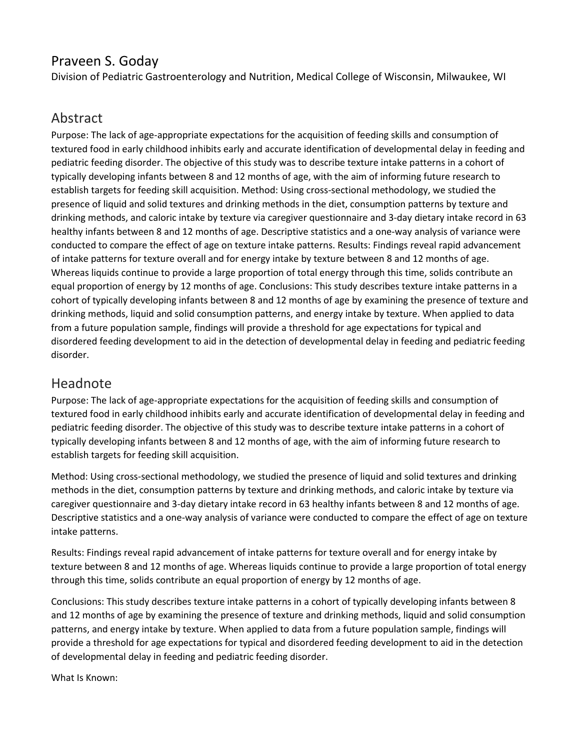## Praveen S. Goday

Division of Pediatric Gastroenterology and Nutrition, Medical College of Wisconsin, Milwaukee, WI

## Abstract

Purpose: The lack of age-appropriate expectations for the acquisition of feeding skills and consumption of textured food in early childhood inhibits early and accurate identification of developmental delay in feeding and pediatric feeding disorder. The objective of this study was to describe texture intake patterns in a cohort of typically developing infants between 8 and 12 months of age, with the aim of informing future research to establish targets for feeding skill acquisition. Method: Using cross-sectional methodology, we studied the presence of liquid and solid textures and drinking methods in the diet, consumption patterns by texture and drinking methods, and caloric intake by texture via caregiver questionnaire and 3-day dietary intake record in 63 healthy infants between 8 and 12 months of age. Descriptive statistics and a one-way analysis of variance were conducted to compare the effect of age on texture intake patterns. Results: Findings reveal rapid advancement of intake patterns for texture overall and for energy intake by texture between 8 and 12 months of age. Whereas liquids continue to provide a large proportion of total energy through this time, solids contribute an equal proportion of energy by 12 months of age. Conclusions: This study describes texture intake patterns in a cohort of typically developing infants between 8 and 12 months of age by examining the presence of texture and drinking methods, liquid and solid consumption patterns, and energy intake by texture. When applied to data from a future population sample, findings will provide a threshold for age expectations for typical and disordered feeding development to aid in the detection of developmental delay in feeding and pediatric feeding disorder.

## Headnote

Purpose: The lack of age-appropriate expectations for the acquisition of feeding skills and consumption of textured food in early childhood inhibits early and accurate identification of developmental delay in feeding and pediatric feeding disorder. The objective of this study was to describe texture intake patterns in a cohort of typically developing infants between 8 and 12 months of age, with the aim of informing future research to establish targets for feeding skill acquisition.

Method: Using cross-sectional methodology, we studied the presence of liquid and solid textures and drinking methods in the diet, consumption patterns by texture and drinking methods, and caloric intake by texture via caregiver questionnaire and 3-day dietary intake record in 63 healthy infants between 8 and 12 months of age. Descriptive statistics and a one-way analysis of variance were conducted to compare the effect of age on texture intake patterns.

Results: Findings reveal rapid advancement of intake patterns for texture overall and for energy intake by texture between 8 and 12 months of age. Whereas liquids continue to provide a large proportion of total energy through this time, solids contribute an equal proportion of energy by 12 months of age.

Conclusions: This study describes texture intake patterns in a cohort of typically developing infants between 8 and 12 months of age by examining the presence of texture and drinking methods, liquid and solid consumption patterns, and energy intake by texture. When applied to data from a future population sample, findings will provide a threshold for age expectations for typical and disordered feeding development to aid in the detection of developmental delay in feeding and pediatric feeding disorder.

What Is Known: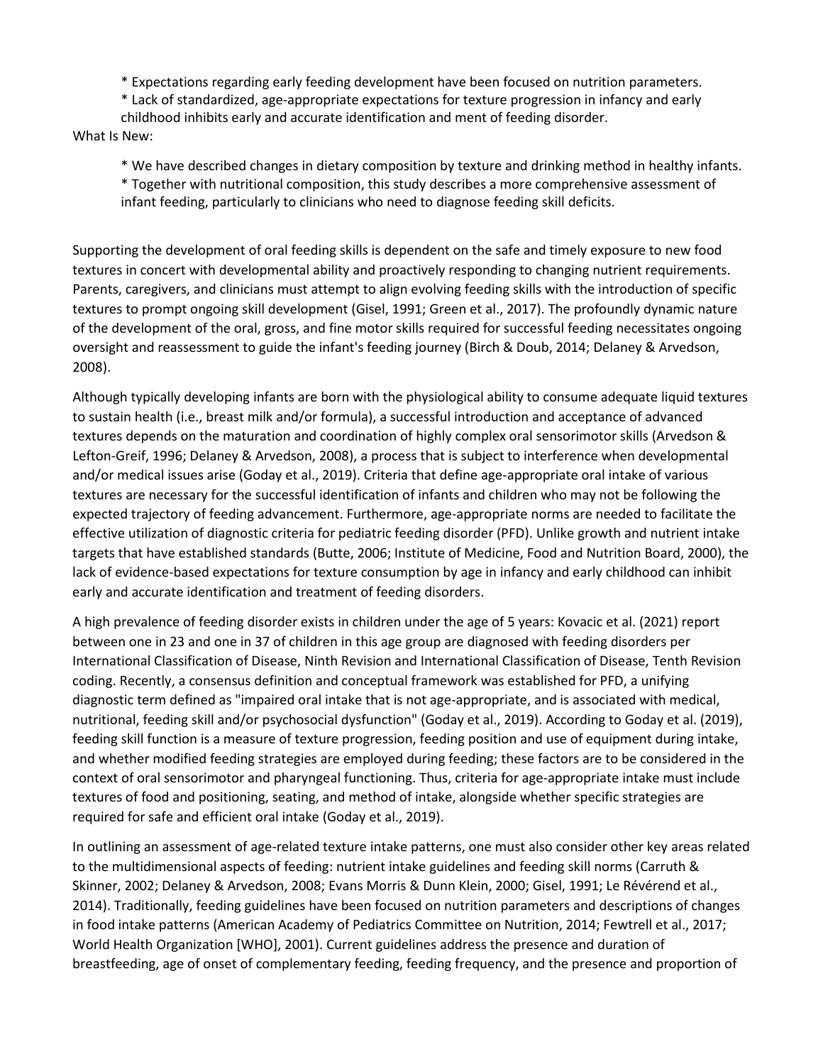* Expectations regarding early feeding development have been focused on nutrition parameters.
* Lack of standardized, age-appropriate expectations for texture progression in infancy and early childhood inhibits early and accurate identification and ment of feeding disorder.

What Is New:

* We have described changes in dietary composition by texture and drinking method in healthy infants.
* Together with nutritional composition, this study describes a more comprehensive assessment of infant feeding, particularly to clinicians who need to diagnose feeding skill deficits.

Supporting the development of oral feeding skills is dependent on the safe and timely exposure to new food textures in concert with developmental ability and proactively responding to changing nutrient requirements. Parents, caregivers, and clinicians must attempt to align evolving feeding skills with the introduction of specific textures to prompt ongoing skill development (Gisel, 1991; Green et al., 2017). The profoundly dynamic nature of the development of the oral, gross, and fine motor skills required for successful feeding necessitates ongoing oversight and reassessment to guide the infant's feeding journey (Birch & Doub, 2014; Delaney & Arvedson, 2008).

Although typically developing infants are born with the physiological ability to consume adequate liquid textures to sustain health (i.e., breast milk and/or formula), a successful introduction and acceptance of advanced textures depends on the maturation and coordination of highly complex oral sensorimotor skills (Arvedson & Lefton-Greif, 1996; Delaney & Arvedson, 2008), a process that is subject to interference when developmental and/or medical issues arise (Goday et al., 2019). Criteria that define age-appropriate oral intake of various textures are necessary for the successful identification of infants and children who may not be following the expected trajectory of feeding advancement. Furthermore, age-appropriate norms are needed to facilitate the effective utilization of diagnostic criteria for pediatric feeding disorder (PFD). Unlike growth and nutrient intake targets that have established standards (Butte, 2006; Institute of Medicine, Food and Nutrition Board, 2000), the lack of evidence-based expectations for texture consumption by age in infancy and early childhood can inhibit early and accurate identification and treatment of feeding disorders.

A high prevalence of feeding disorder exists in children under the age of 5 years: Kovacic et al. (2021) report between one in 23 and one in 37 of children in this age group are diagnosed with feeding disorders per International Classification of Disease, Ninth Revision and International Classification of Disease, Tenth Revision coding. Recently, a consensus definition and conceptual framework was established for PFD, a unifying diagnostic term defined as "impaired oral intake that is not age-appropriate, and is associated with medical, nutritional, feeding skill and/or psychosocial dysfunction" (Goday et al., 2019). According to Goday et al. (2019), feeding skill function is a measure of texture progression, feeding position and use of equipment during intake, and whether modified feeding strategies are employed during feeding; these factors are to be considered in the context of oral sensorimotor and pharyngeal functioning. Thus, criteria for age-appropriate intake must include textures of food and positioning, seating, and method of intake, alongside whether specific strategies are required for safe and efficient oral intake (Goday et al., 2019).

In outlining an assessment of age-related texture intake patterns, one must also consider other key areas related to the multidimensional aspects of feeding: nutrient intake guidelines and feeding skill norms (Carruth & Skinner, 2002; Delaney & Arvedson, 2008; Evans Morris & Dunn Klein, 2000; Gisel, 1991; Le Révérend et al., 2014). Traditionally, feeding guidelines have been focused on nutrition parameters and descriptions of changes in food intake patterns (American Academy of Pediatrics Committee on Nutrition, 2014; Fewtrell et al., 2017; World Health Organization [WHO], 2001). Current guidelines address the presence and duration of breastfeeding, age of onset of complementary feeding, feeding frequency, and the presence and proportion of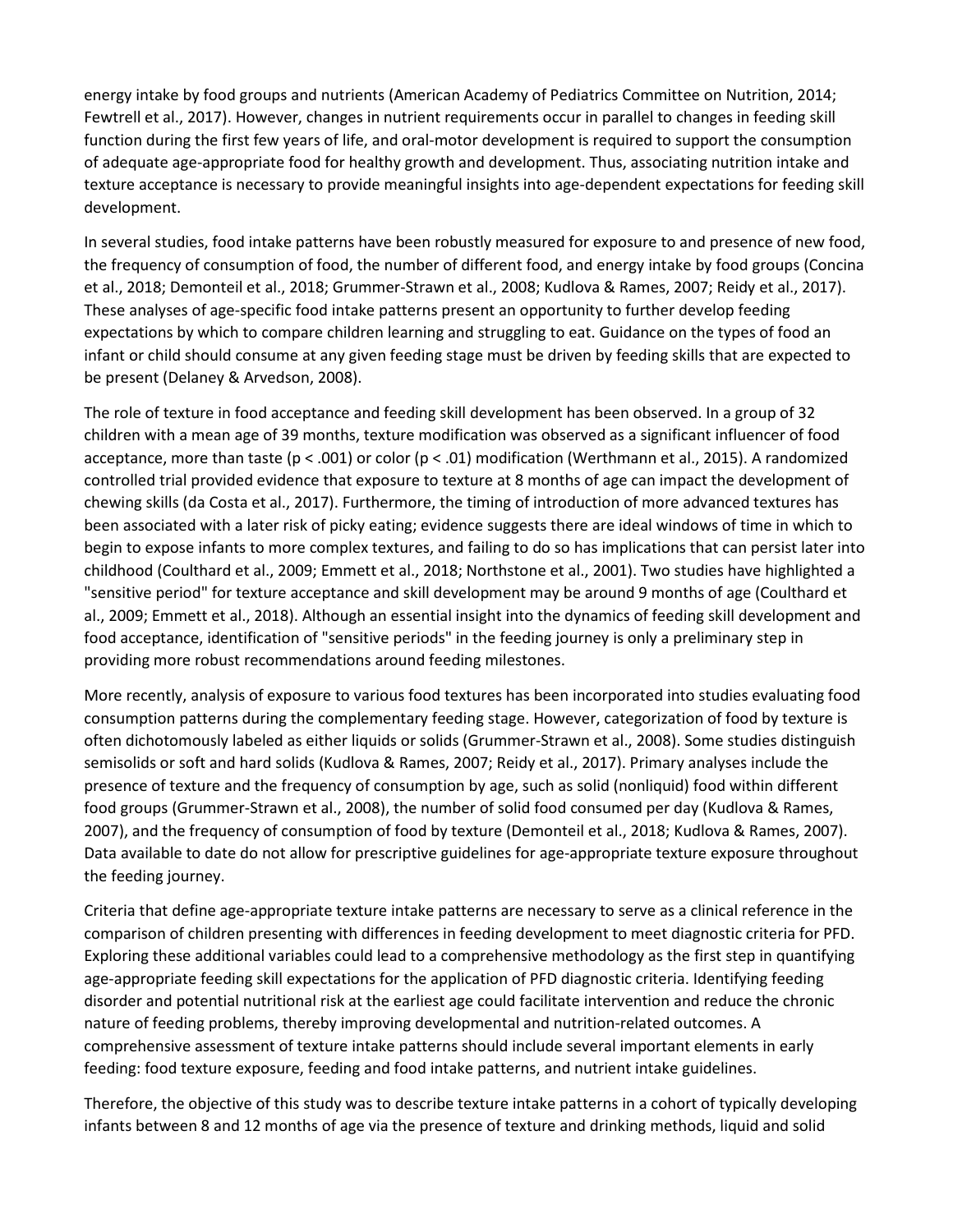energy intake by food groups and nutrients (American Academy of Pediatrics Committee on Nutrition, 2014; Fewtrell et al., 2017). However, changes in nutrient requirements occur in parallel to changes in feeding skill function during the first few years of life, and oral-motor development is required to support the consumption of adequate age-appropriate food for healthy growth and development. Thus, associating nutrition intake and texture acceptance is necessary to provide meaningful insights into age-dependent expectations for feeding skill development.

In several studies, food intake patterns have been robustly measured for exposure to and presence of new food, the frequency of consumption of food, the number of different food, and energy intake by food groups (Concina et al., 2018; Demonteil et al., 2018; Grummer-Strawn et al., 2008; Kudlova & Rames, 2007; Reidy et al., 2017). These analyses of age-specific food intake patterns present an opportunity to further develop feeding expectations by which to compare children learning and struggling to eat. Guidance on the types of food an infant or child should consume at any given feeding stage must be driven by feeding skills that are expected to be present (Delaney & Arvedson, 2008).

The role of texture in food acceptance and feeding skill development has been observed. In a group of 32 children with a mean age of 39 months, texture modification was observed as a significant influencer of food acceptance, more than taste ($p < .001$) or color ($p < .01$) modification (Werthmann et al., 2015). A randomized controlled trial provided evidence that exposure to texture at 8 months of age can impact the development of chewing skills (da Costa et al., 2017). Furthermore, the timing of introduction of more advanced textures has been associated with a later risk of picky eating; evidence suggests there are ideal windows of time in which to begin to expose infants to more complex textures, and failing to do so has implications that can persist later into childhood (Coulthard et al., 2009; Emmett et al., 2018; Northstone et al., 2001). Two studies have highlighted a "sensitive period" for texture acceptance and skill development may be around 9 months of age (Coulthard et al., 2009; Emmett et al., 2018). Although an essential insight into the dynamics of feeding skill development and food acceptance, identification of "sensitive periods" in the feeding journey is only a preliminary step in providing more robust recommendations around feeding milestones.

More recently, analysis of exposure to various food textures has been incorporated into studies evaluating food consumption patterns during the complementary feeding stage. However, categorization of food by texture is often dichotomously labeled as either liquids or solids (Grummer-Strawn et al., 2008). Some studies distinguish semisolids or soft and hard solids (Kudlova & Rames, 2007; Reidy et al., 2017). Primary analyses include the presence of texture and the frequency of consumption by age, such as solid (nonliquid) food within different food groups (Grummer-Strawn et al., 2008), the number of solid food consumed per day (Kudlova & Rames, 2007), and the frequency of consumption of food by texture (Demonteil et al., 2018; Kudlova & Rames, 2007). Data available to date do not allow for prescriptive guidelines for age-appropriate texture exposure throughout the feeding journey.

Criteria that define age-appropriate texture intake patterns are necessary to serve as a clinical reference in the comparison of children presenting with differences in feeding development to meet diagnostic criteria for PFD. Exploring these additional variables could lead to a comprehensive methodology as the first step in quantifying age-appropriate feeding skill expectations for the application of PFD diagnostic criteria. Identifying feeding disorder and potential nutritional risk at the earliest age could facilitate intervention and reduce the chronic nature of feeding problems, thereby improving developmental and nutrition-related outcomes. A comprehensive assessment of texture intake patterns should include several important elements in early feeding: food texture exposure, feeding and food intake patterns, and nutrient intake guidelines.

Therefore, the objective of this study was to describe texture intake patterns in a cohort of typically developing infants between 8 and 12 months of age via the presence of texture and drinking methods, liquid and solid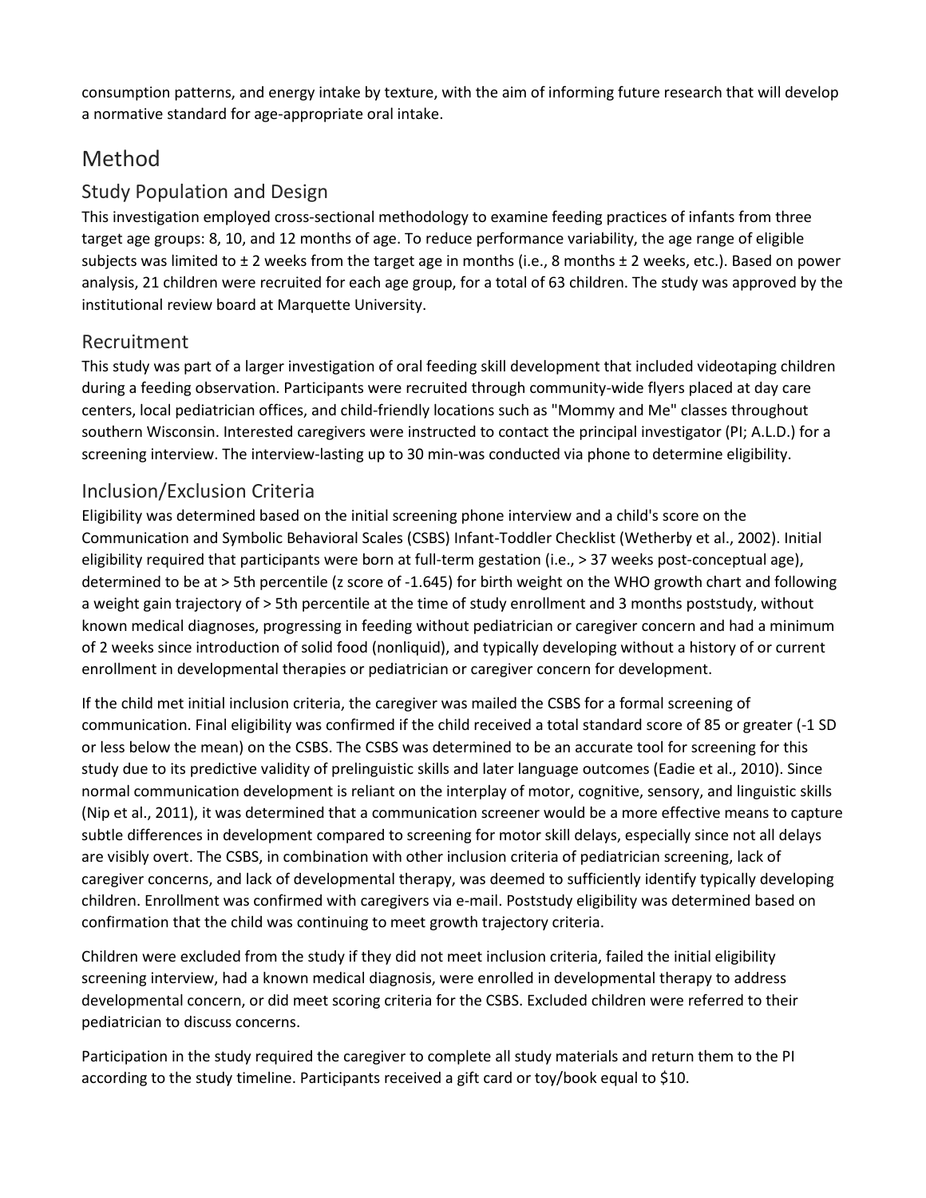consumption patterns, and energy intake by texture, with the aim of informing future research that will develop a normative standard for age-appropriate oral intake.

# Method

## Study Population and Design

This investigation employed cross-sectional methodology to examine feeding practices of infants from three target age groups: 8, 10, and 12 months of age. To reduce performance variability, the age range of eligible subjects was limited to ± 2 weeks from the target age in months (i.e., 8 months ± 2 weeks, etc.). Based on power analysis, 21 children were recruited for each age group, for a total of 63 children. The study was approved by the institutional review board at Marquette University.

## Recruitment

This study was part of a larger investigation of oral feeding skill development that included videotaping children during a feeding observation. Participants were recruited through community-wide flyers placed at day care centers, local pediatrician offices, and child-friendly locations such as "Mommy and Me" classes throughout southern Wisconsin. Interested caregivers were instructed to contact the principal investigator (PI; A.L.D.) for a screening interview. The interview-lasting up to 30 min-was conducted via phone to determine eligibility.

## Inclusion/Exclusion Criteria

Eligibility was determined based on the initial screening phone interview and a child's score on the Communication and Symbolic Behavioral Scales (CSBS) Infant-Toddler Checklist (Wetherby et al., 2002). Initial eligibility required that participants were born at full-term gestation (i.e., > 37 weeks post-conceptual age), determined to be at > 5th percentile (z score of -1.645) for birth weight on the WHO growth chart and following a weight gain trajectory of > 5th percentile at the time of study enrollment and 3 months poststudy, without known medical diagnoses, progressing in feeding without pediatrician or caregiver concern and had a minimum of 2 weeks since introduction of solid food (nonliquid), and typically developing without a history of or current enrollment in developmental therapies or pediatrician or caregiver concern for development.

If the child met initial inclusion criteria, the caregiver was mailed the CSBS for a formal screening of communication. Final eligibility was confirmed if the child received a total standard score of 85 or greater (-1 SD or less below the mean) on the CSBS. The CSBS was determined to be an accurate tool for screening for this study due to its predictive validity of prelinguistic skills and later language outcomes (Eadie et al., 2010). Since normal communication development is reliant on the interplay of motor, cognitive, sensory, and linguistic skills (Nip et al., 2011), it was determined that a communication screener would be a more effective means to capture subtle differences in development compared to screening for motor skill delays, especially since not all delays are visibly overt. The CSBS, in combination with other inclusion criteria of pediatrician screening, lack of caregiver concerns, and lack of developmental therapy, was deemed to sufficiently identify typically developing children. Enrollment was confirmed with caregivers via e-mail. Poststudy eligibility was determined based on confirmation that the child was continuing to meet growth trajectory criteria.

Children were excluded from the study if they did not meet inclusion criteria, failed the initial eligibility screening interview, had a known medical diagnosis, were enrolled in developmental therapy to address developmental concern, or did meet scoring criteria for the CSBS. Excluded children were referred to their pediatrician to discuss concerns.

Participation in the study required the caregiver to complete all study materials and return them to the PI according to the study timeline. Participants received a gift card or toy/book equal to $10.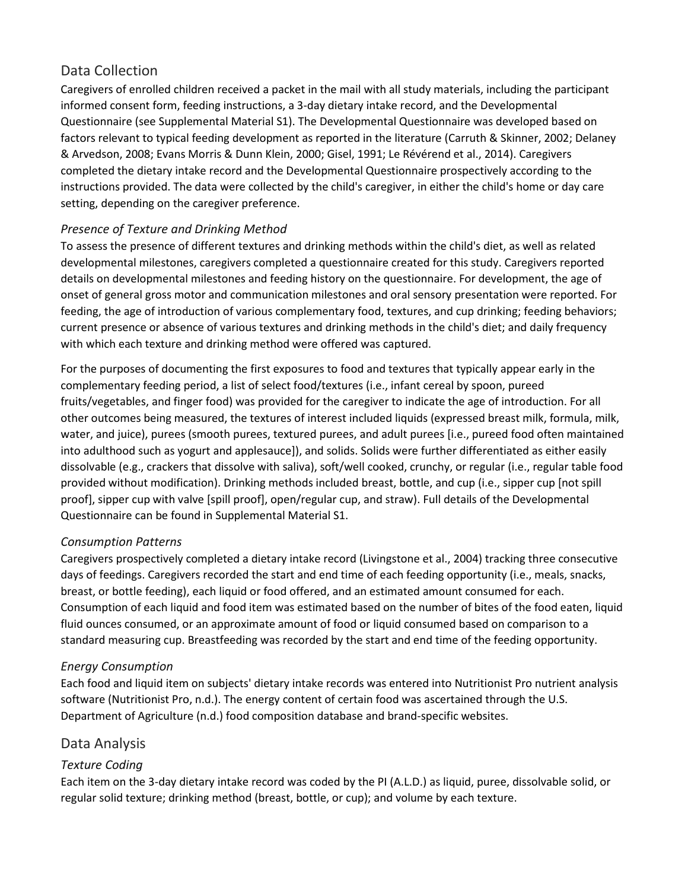## Data Collection

Caregivers of enrolled children received a packet in the mail with all study materials, including the participant informed consent form, feeding instructions, a 3-day dietary intake record, and the Developmental Questionnaire (see Supplemental Material S1). The Developmental Questionnaire was developed based on factors relevant to typical feeding development as reported in the literature (Carruth & Skinner, 2002; Delaney & Arvedson, 2008; Evans Morris & Dunn Klein, 2000; Gisel, 1991; Le Révérend et al., 2014). Caregivers completed the dietary intake record and the Developmental Questionnaire prospectively according to the instructions provided. The data were collected by the child's caregiver, in either the child's home or day care setting, depending on the caregiver preference.

### *Presence of Texture and Drinking Method*

To assess the presence of different textures and drinking methods within the child's diet, as well as related developmental milestones, caregivers completed a questionnaire created for this study. Caregivers reported details on developmental milestones and feeding history on the questionnaire. For development, the age of onset of general gross motor and communication milestones and oral sensory presentation were reported. For feeding, the age of introduction of various complementary food, textures, and cup drinking; feeding behaviors; current presence or absence of various textures and drinking methods in the child's diet; and daily frequency with which each texture and drinking method were offered was captured.

For the purposes of documenting the first exposures to food and textures that typically appear early in the complementary feeding period, a list of select food/textures (i.e., infant cereal by spoon, pureed fruits/vegetables, and finger food) was provided for the caregiver to indicate the age of introduction. For all other outcomes being measured, the textures of interest included liquids (expressed breast milk, formula, milk, water, and juice), purees (smooth purees, textured purees, and adult purees [i.e., pureed food often maintained into adulthood such as yogurt and applesauce]), and solids. Solids were further differentiated as either easily dissolvable (e.g., crackers that dissolve with saliva), soft/well cooked, crunchy, or regular (i.e., regular table food provided without modification). Drinking methods included breast, bottle, and cup (i.e., sipper cup [not spill proof], sipper cup with valve [spill proof], open/regular cup, and straw). Full details of the Developmental Questionnaire can be found in Supplemental Material S1.

### *Consumption Patterns*

Caregivers prospectively completed a dietary intake record (Livingstone et al., 2004) tracking three consecutive days of feedings. Caregivers recorded the start and end time of each feeding opportunity (i.e., meals, snacks, breast, or bottle feeding), each liquid or food offered, and an estimated amount consumed for each. Consumption of each liquid and food item was estimated based on the number of bites of the food eaten, liquid fluid ounces consumed, or an approximate amount of food or liquid consumed based on comparison to a standard measuring cup. Breastfeeding was recorded by the start and end time of the feeding opportunity.

### *Energy Consumption*

Each food and liquid item on subjects' dietary intake records was entered into Nutritionist Pro nutrient analysis software (Nutritionist Pro, n.d.). The energy content of certain food was ascertained through the U.S. Department of Agriculture (n.d.) food composition database and brand-specific websites.

## Data Analysis

### *Texture Coding*

Each item on the 3-day dietary intake record was coded by the PI (A.L.D.) as liquid, puree, dissolvable solid, or regular solid texture; drinking method (breast, bottle, or cup); and volume by each texture.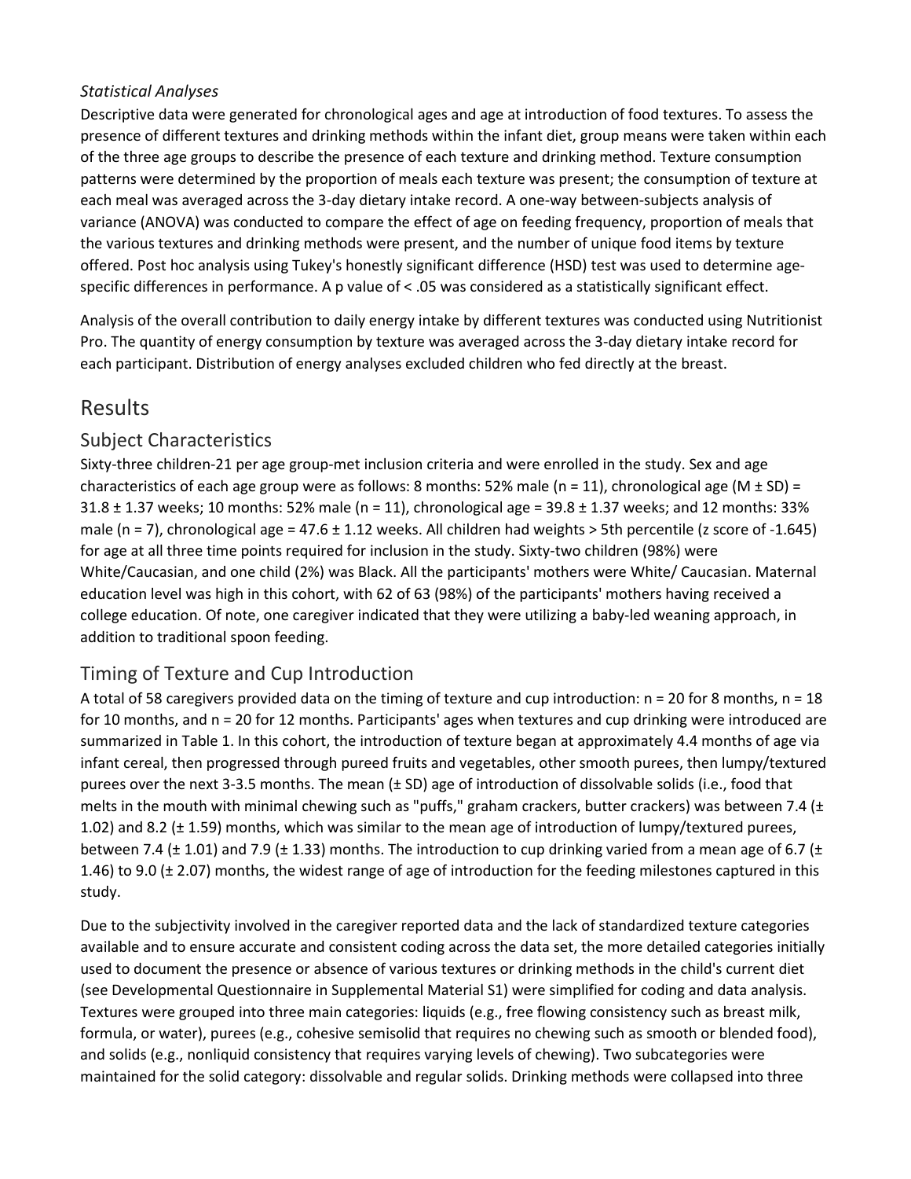*Statistical Analyses*

Descriptive data were generated for chronological ages and age at introduction of food textures. To assess the presence of different textures and drinking methods within the infant diet, group means were taken within each of the three age groups to describe the presence of each texture and drinking method. Texture consumption patterns were determined by the proportion of meals each texture was present; the consumption of texture at each meal was averaged across the 3-day dietary intake record. A one-way between-subjects analysis of variance (ANOVA) was conducted to compare the effect of age on feeding frequency, proportion of meals that the various textures and drinking methods were present, and the number of unique food items by texture offered. Post hoc analysis using Tukey's honestly significant difference (HSD) test was used to determine age-specific differences in performance. A p value of < .05 was considered as a statistically significant effect.

Analysis of the overall contribution to daily energy intake by different textures was conducted using Nutritionist Pro. The quantity of energy consumption by texture was averaged across the 3-day dietary intake record for each participant. Distribution of energy analyses excluded children who fed directly at the breast.

# Results

## Subject Characteristics

Sixty-three children-21 per age group-met inclusion criteria and were enrolled in the study. Sex and age characteristics of each age group were as follows: 8 months: 52% male (n = 11), chronological age (M ± SD) = 31.8 ± 1.37 weeks; 10 months: 52% male (n = 11), chronological age = 39.8 ± 1.37 weeks; and 12 months: 33% male (n = 7), chronological age = 47.6 ± 1.12 weeks. All children had weights > 5th percentile (z score of -1.645) for age at all three time points required for inclusion in the study. Sixty-two children (98%) were White/Caucasian, and one child (2%) was Black. All the participants' mothers were White/ Caucasian. Maternal education level was high in this cohort, with 62 of 63 (98%) of the participants' mothers having received a college education. Of note, one caregiver indicated that they were utilizing a baby-led weaning approach, in addition to traditional spoon feeding.

## Timing of Texture and Cup Introduction

A total of 58 caregivers provided data on the timing of texture and cup introduction: n = 20 for 8 months, n = 18 for 10 months, and n = 20 for 12 months. Participants' ages when textures and cup drinking were introduced are summarized in Table 1. In this cohort, the introduction of texture began at approximately 4.4 months of age via infant cereal, then progressed through pureed fruits and vegetables, other smooth purees, then lumpy/textured purees over the next 3-3.5 months. The mean (± SD) age of introduction of dissolvable solids (i.e., food that melts in the mouth with minimal chewing such as "puffs," graham crackers, butter crackers) was between 7.4 (± 1.02) and 8.2 (± 1.59) months, which was similar to the mean age of introduction of lumpy/textured purees, between 7.4 (± 1.01) and 7.9 (± 1.33) months. The introduction to cup drinking varied from a mean age of 6.7 (± 1.46) to 9.0 (± 2.07) months, the widest range of age of introduction for the feeding milestones captured in this study.

Due to the subjectivity involved in the caregiver reported data and the lack of standardized texture categories available and to ensure accurate and consistent coding across the data set, the more detailed categories initially used to document the presence or absence of various textures or drinking methods in the child's current diet (see Developmental Questionnaire in Supplemental Material S1) were simplified for coding and data analysis. Textures were grouped into three main categories: liquids (e.g., free flowing consistency such as breast milk, formula, or water), purees (e.g., cohesive semisolid that requires no chewing such as smooth or blended food), and solids (e.g., nonliquid consistency that requires varying levels of chewing). Two subcategories were maintained for the solid category: dissolvable and regular solids. Drinking methods were collapsed into three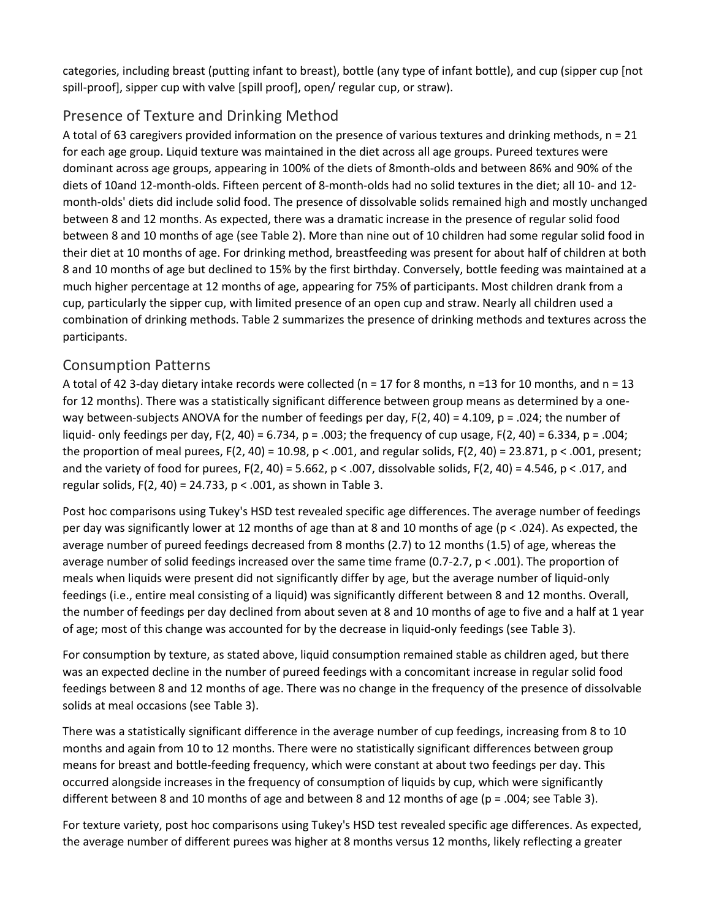categories, including breast (putting infant to breast), bottle (any type of infant bottle), and cup (sipper cup [not spill-proof], sipper cup with valve [spill proof], open/ regular cup, or straw).

## Presence of Texture and Drinking Method

A total of 63 caregivers provided information on the presence of various textures and drinking methods, n = 21 for each age group. Liquid texture was maintained in the diet across all age groups. Pureed textures were dominant across age groups, appearing in 100% of the diets of 8month-olds and between 86% and 90% of the diets of 10and 12-month-olds. Fifteen percent of 8-month-olds had no solid textures in the diet; all 10- and 12-month-olds' diets did include solid food. The presence of dissolvable solids remained high and mostly unchanged between 8 and 12 months. As expected, there was a dramatic increase in the presence of regular solid food between 8 and 10 months of age (see Table 2). More than nine out of 10 children had some regular solid food in their diet at 10 months of age. For drinking method, breastfeeding was present for about half of children at both 8 and 10 months of age but declined to 15% by the first birthday. Conversely, bottle feeding was maintained at a much higher percentage at 12 months of age, appearing for 75% of participants. Most children drank from a cup, particularly the sipper cup, with limited presence of an open cup and straw. Nearly all children used a combination of drinking methods. Table 2 summarizes the presence of drinking methods and textures across the participants.

## Consumption Patterns

A total of 42 3-day dietary intake records were collected (n = 17 for 8 months, n =13 for 10 months, and n = 13 for 12 months). There was a statistically significant difference between group means as determined by a one-way between-subjects ANOVA for the number of feedings per day, $F(2, 40) = 4.109$, $p = .024$; the number of liquid- only feedings per day, $F(2, 40) = 6.734$, $p = .003$; the frequency of cup usage, $F(2, 40) = 6.334$, $p = .004$; the proportion of meal purees, $F(2, 40) = 10.98$, $p < .001$, and regular solids, $F(2, 40) = 23.871$, $p < .001$, present; and the variety of food for purees, $F(2, 40) = 5.662$, $p < .007$, dissolvable solids, $F(2, 40) = 4.546$, $p < .017$, and regular solids, $F(2, 40) = 24.733$, $p < .001$, as shown in Table 3.

Post hoc comparisons using Tukey's HSD test revealed specific age differences. The average number of feedings per day was significantly lower at 12 months of age than at 8 and 10 months of age ($p < .024$). As expected, the average number of pureed feedings decreased from 8 months (2.7) to 12 months (1.5) of age, whereas the average number of solid feedings increased over the same time frame (0.7-2.7, $p < .001$). The proportion of meals when liquids were present did not significantly differ by age, but the average number of liquid-only feedings (i.e., entire meal consisting of a liquid) was significantly different between 8 and 12 months. Overall, the number of feedings per day declined from about seven at 8 and 10 months of age to five and a half at 1 year of age; most of this change was accounted for by the decrease in liquid-only feedings (see Table 3).

For consumption by texture, as stated above, liquid consumption remained stable as children aged, but there was an expected decline in the number of pureed feedings with a concomitant increase in regular solid food feedings between 8 and 12 months of age. There was no change in the frequency of the presence of dissolvable solids at meal occasions (see Table 3).

There was a statistically significant difference in the average number of cup feedings, increasing from 8 to 10 months and again from 10 to 12 months. There were no statistically significant differences between group means for breast and bottle-feeding frequency, which were constant at about two feedings per day. This occurred alongside increases in the frequency of consumption of liquids by cup, which were significantly different between 8 and 10 months of age and between 8 and 12 months of age ($p = .004$; see Table 3).

For texture variety, post hoc comparisons using Tukey's HSD test revealed specific age differences. As expected, the average number of different purees was higher at 8 months versus 12 months, likely reflecting a greater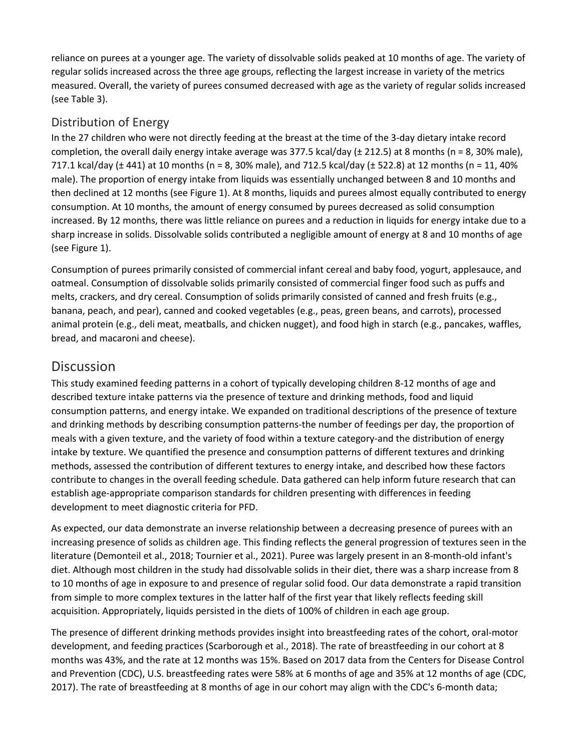reliance on purees at a younger age. The variety of dissolvable solids peaked at 10 months of age. The variety of regular solids increased across the three age groups, reflecting the largest increase in variety of the metrics measured. Overall, the variety of purees consumed decreased with age as the variety of regular solids increased (see Table 3).

## Distribution of Energy

In the 27 children who were not directly feeding at the breast at the time of the 3-day dietary intake record completion, the overall daily energy intake average was 377.5 kcal/day (± 212.5) at 8 months (n = 8, 30% male), 717.1 kcal/day (± 441) at 10 months (n = 8, 30% male), and 712.5 kcal/day (± 522.8) at 12 months (n = 11, 40% male). The proportion of energy intake from liquids was essentially unchanged between 8 and 10 months and then declined at 12 months (see Figure 1). At 8 months, liquids and purees almost equally contributed to energy consumption. At 10 months, the amount of energy consumed by purees decreased as solid consumption increased. By 12 months, there was little reliance on purees and a reduction in liquids for energy intake due to a sharp increase in solids. Dissolvable solids contributed a negligible amount of energy at 8 and 10 months of age (see Figure 1).

Consumption of purees primarily consisted of commercial infant cereal and baby food, yogurt, applesauce, and oatmeal. Consumption of dissolvable solids primarily consisted of commercial finger food such as puffs and melts, crackers, and dry cereal. Consumption of solids primarily consisted of canned and fresh fruits (e.g., banana, peach, and pear), canned and cooked vegetables (e.g., peas, green beans, and carrots), processed animal protein (e.g., deli meat, meatballs, and chicken nugget), and food high in starch (e.g., pancakes, waffles, bread, and macaroni and cheese).

# Discussion

This study examined feeding patterns in a cohort of typically developing children 8-12 months of age and described texture intake patterns via the presence of texture and drinking methods, food and liquid consumption patterns, and energy intake. We expanded on traditional descriptions of the presence of texture and drinking methods by describing consumption patterns-the number of feedings per day, the proportion of meals with a given texture, and the variety of food within a texture category-and the distribution of energy intake by texture. We quantified the presence and consumption patterns of different textures and drinking methods, assessed the contribution of different textures to energy intake, and described how these factors contribute to changes in the overall feeding schedule. Data gathered can help inform future research that can establish age-appropriate comparison standards for children presenting with differences in feeding development to meet diagnostic criteria for PFD.

As expected, our data demonstrate an inverse relationship between a decreasing presence of purees with an increasing presence of solids as children age. This finding reflects the general progression of textures seen in the literature (Demonteil et al., 2018; Tournier et al., 2021). Puree was largely present in an 8-month-old infant's diet. Although most children in the study had dissolvable solids in their diet, there was a sharp increase from 8 to 10 months of age in exposure to and presence of regular solid food. Our data demonstrate a rapid transition from simple to more complex textures in the latter half of the first year that likely reflects feeding skill acquisition. Appropriately, liquids persisted in the diets of 100% of children in each age group.

The presence of different drinking methods provides insight into breastfeeding rates of the cohort, oral-motor development, and feeding practices (Scarborough et al., 2018). The rate of breastfeeding in our cohort at 8 months was 43%, and the rate at 12 months was 15%. Based on 2017 data from the Centers for Disease Control and Prevention (CDC), U.S. breastfeeding rates were 58% at 6 months of age and 35% at 12 months of age (CDC, 2017). The rate of breastfeeding at 8 months of age in our cohort may align with the CDC's 6-month data;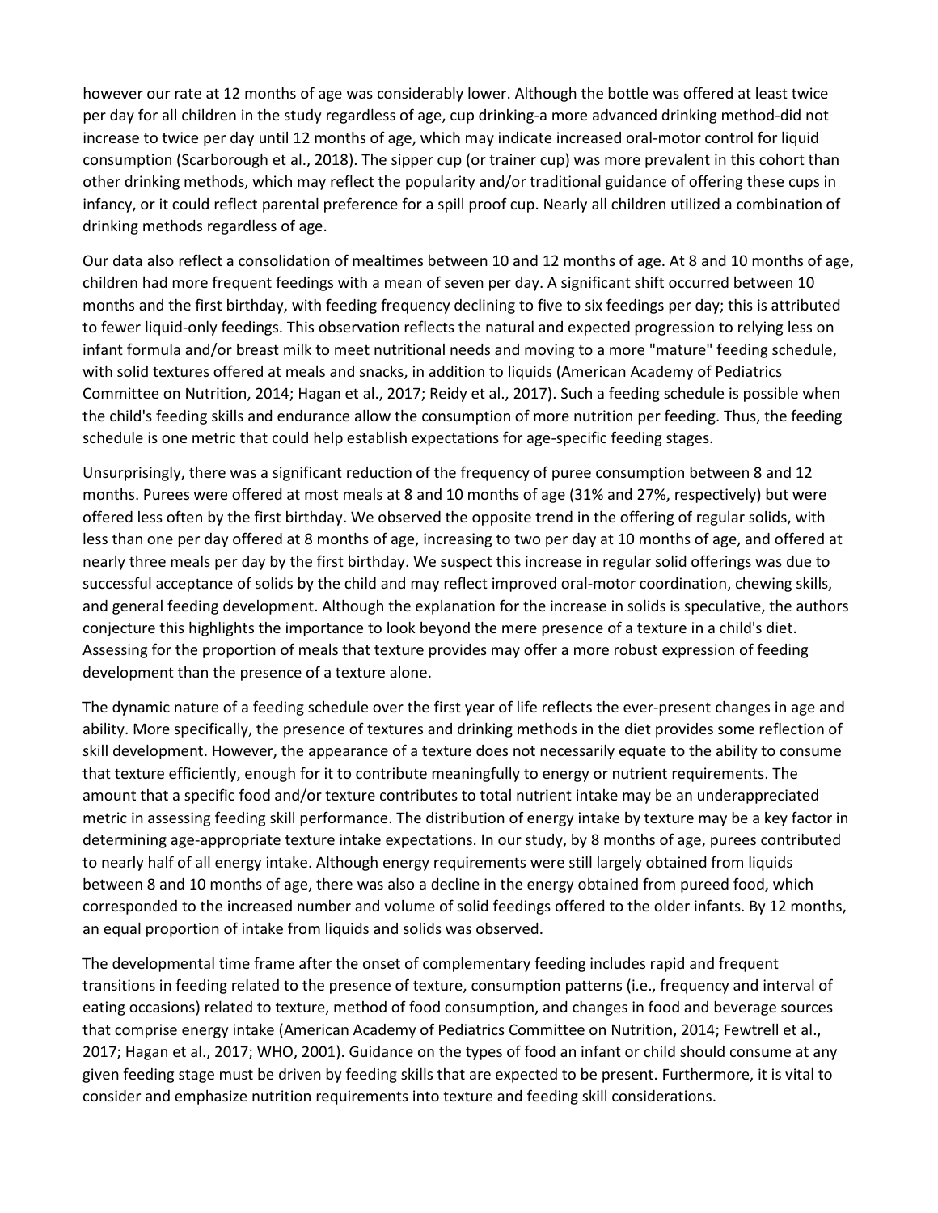however our rate at 12 months of age was considerably lower. Although the bottle was offered at least twice per day for all children in the study regardless of age, cup drinking-a more advanced drinking method-did not increase to twice per day until 12 months of age, which may indicate increased oral-motor control for liquid consumption (Scarborough et al., 2018). The sipper cup (or trainer cup) was more prevalent in this cohort than other drinking methods, which may reflect the popularity and/or traditional guidance of offering these cups in infancy, or it could reflect parental preference for a spill proof cup. Nearly all children utilized a combination of drinking methods regardless of age.

Our data also reflect a consolidation of mealtimes between 10 and 12 months of age. At 8 and 10 months of age, children had more frequent feedings with a mean of seven per day. A significant shift occurred between 10 months and the first birthday, with feeding frequency declining to five to six feedings per day; this is attributed to fewer liquid-only feedings. This observation reflects the natural and expected progression to relying less on infant formula and/or breast milk to meet nutritional needs and moving to a more "mature" feeding schedule, with solid textures offered at meals and snacks, in addition to liquids (American Academy of Pediatrics Committee on Nutrition, 2014; Hagan et al., 2017; Reidy et al., 2017). Such a feeding schedule is possible when the child's feeding skills and endurance allow the consumption of more nutrition per feeding. Thus, the feeding schedule is one metric that could help establish expectations for age-specific feeding stages.

Unsurprisingly, there was a significant reduction of the frequency of puree consumption between 8 and 12 months. Purees were offered at most meals at 8 and 10 months of age (31% and 27%, respectively) but were offered less often by the first birthday. We observed the opposite trend in the offering of regular solids, with less than one per day offered at 8 months of age, increasing to two per day at 10 months of age, and offered at nearly three meals per day by the first birthday. We suspect this increase in regular solid offerings was due to successful acceptance of solids by the child and may reflect improved oral-motor coordination, chewing skills, and general feeding development. Although the explanation for the increase in solids is speculative, the authors conjecture this highlights the importance to look beyond the mere presence of a texture in a child's diet. Assessing for the proportion of meals that texture provides may offer a more robust expression of feeding development than the presence of a texture alone.

The dynamic nature of a feeding schedule over the first year of life reflects the ever-present changes in age and ability. More specifically, the presence of textures and drinking methods in the diet provides some reflection of skill development. However, the appearance of a texture does not necessarily equate to the ability to consume that texture efficiently, enough for it to contribute meaningfully to energy or nutrient requirements. The amount that a specific food and/or texture contributes to total nutrient intake may be an underappreciated metric in assessing feeding skill performance. The distribution of energy intake by texture may be a key factor in determining age-appropriate texture intake expectations. In our study, by 8 months of age, purees contributed to nearly half of all energy intake. Although energy requirements were still largely obtained from liquids between 8 and 10 months of age, there was also a decline in the energy obtained from pureed food, which corresponded to the increased number and volume of solid feedings offered to the older infants. By 12 months, an equal proportion of intake from liquids and solids was observed.

The developmental time frame after the onset of complementary feeding includes rapid and frequent transitions in feeding related to the presence of texture, consumption patterns (i.e., frequency and interval of eating occasions) related to texture, method of food consumption, and changes in food and beverage sources that comprise energy intake (American Academy of Pediatrics Committee on Nutrition, 2014; Fewtrell et al., 2017; Hagan et al., 2017; WHO, 2001). Guidance on the types of food an infant or child should consume at any given feeding stage must be driven by feeding skills that are expected to be present. Furthermore, it is vital to consider and emphasize nutrition requirements into texture and feeding skill considerations.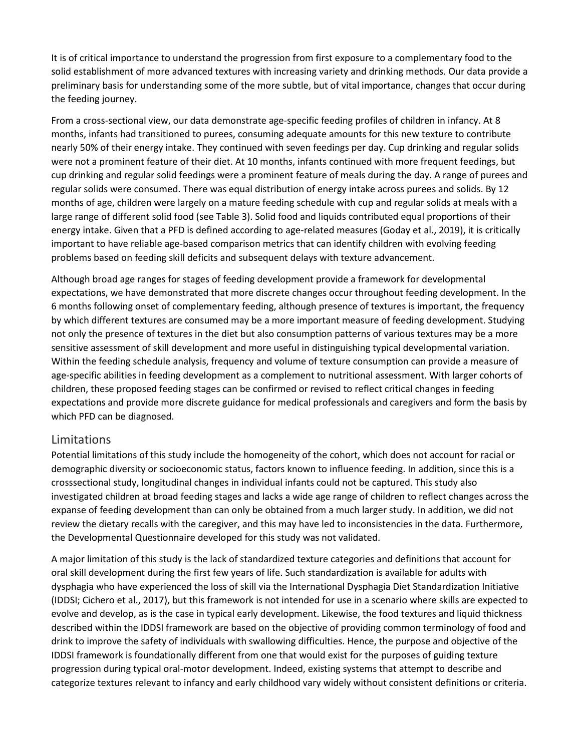It is of critical importance to understand the progression from first exposure to a complementary food to the solid establishment of more advanced textures with increasing variety and drinking methods. Our data provide a preliminary basis for understanding some of the more subtle, but of vital importance, changes that occur during the feeding journey.

From a cross-sectional view, our data demonstrate age-specific feeding profiles of children in infancy. At 8 months, infants had transitioned to purees, consuming adequate amounts for this new texture to contribute nearly 50% of their energy intake. They continued with seven feedings per day. Cup drinking and regular solids were not a prominent feature of their diet. At 10 months, infants continued with more frequent feedings, but cup drinking and regular solid feedings were a prominent feature of meals during the day. A range of purees and regular solids were consumed. There was equal distribution of energy intake across purees and solids. By 12 months of age, children were largely on a mature feeding schedule with cup and regular solids at meals with a large range of different solid food (see Table 3). Solid food and liquids contributed equal proportions of their energy intake. Given that a PFD is defined according to age-related measures (Goday et al., 2019), it is critically important to have reliable age-based comparison metrics that can identify children with evolving feeding problems based on feeding skill deficits and subsequent delays with texture advancement.

Although broad age ranges for stages of feeding development provide a framework for developmental expectations, we have demonstrated that more discrete changes occur throughout feeding development. In the 6 months following onset of complementary feeding, although presence of textures is important, the frequency by which different textures are consumed may be a more important measure of feeding development. Studying not only the presence of textures in the diet but also consumption patterns of various textures may be a more sensitive assessment of skill development and more useful in distinguishing typical developmental variation. Within the feeding schedule analysis, frequency and volume of texture consumption can provide a measure of age-specific abilities in feeding development as a complement to nutritional assessment. With larger cohorts of children, these proposed feeding stages can be confirmed or revised to reflect critical changes in feeding expectations and provide more discrete guidance for medical professionals and caregivers and form the basis by which PFD can be diagnosed.

## Limitations

Potential limitations of this study include the homogeneity of the cohort, which does not account for racial or demographic diversity or socioeconomic status, factors known to influence feeding. In addition, since this is a crosssectional study, longitudinal changes in individual infants could not be captured. This study also investigated children at broad feeding stages and lacks a wide age range of children to reflect changes across the expanse of feeding development than can only be obtained from a much larger study. In addition, we did not review the dietary recalls with the caregiver, and this may have led to inconsistencies in the data. Furthermore, the Developmental Questionnaire developed for this study was not validated.

A major limitation of this study is the lack of standardized texture categories and definitions that account for oral skill development during the first few years of life. Such standardization is available for adults with dysphagia who have experienced the loss of skill via the International Dysphagia Diet Standardization Initiative (IDDSI; Cichero et al., 2017), but this framework is not intended for use in a scenario where skills are expected to evolve and develop, as is the case in typical early development. Likewise, the food textures and liquid thickness described within the IDDSI framework are based on the objective of providing common terminology of food and drink to improve the safety of individuals with swallowing difficulties. Hence, the purpose and objective of the IDDSI framework is foundationally different from one that would exist for the purposes of guiding texture progression during typical oral-motor development. Indeed, existing systems that attempt to describe and categorize textures relevant to infancy and early childhood vary widely without consistent definitions or criteria.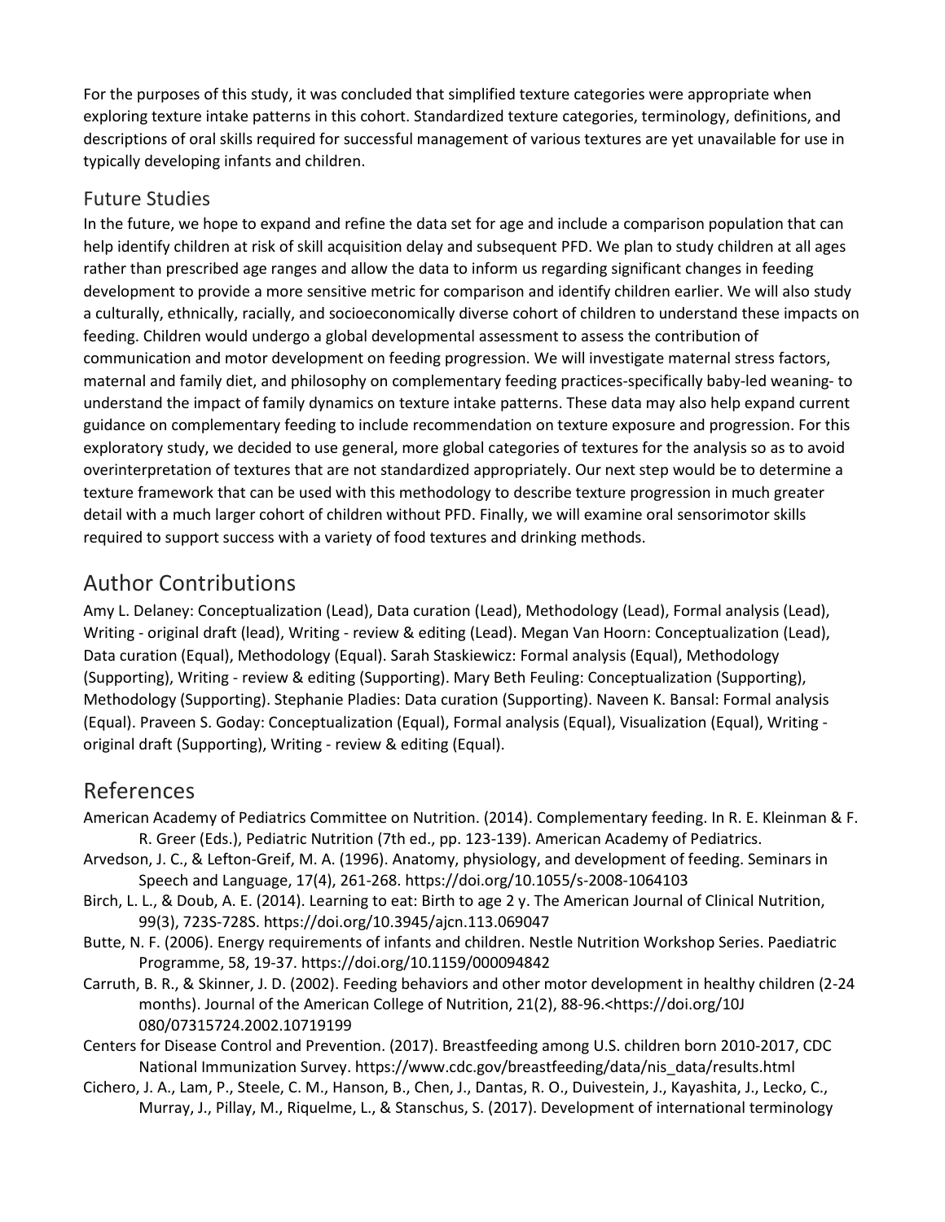For the purposes of this study, it was concluded that simplified texture categories were appropriate when exploring texture intake patterns in this cohort. Standardized texture categories, terminology, definitions, and descriptions of oral skills required for successful management of various textures are yet unavailable for use in typically developing infants and children.

### Future Studies

In the future, we hope to expand and refine the data set for age and include a comparison population that can help identify children at risk of skill acquisition delay and subsequent PFD. We plan to study children at all ages rather than prescribed age ranges and allow the data to inform us regarding significant changes in feeding development to provide a more sensitive metric for comparison and identify children earlier. We will also study a culturally, ethnically, racially, and socioeconomically diverse cohort of children to understand these impacts on feeding. Children would undergo a global developmental assessment to assess the contribution of communication and motor development on feeding progression. We will investigate maternal stress factors, maternal and family diet, and philosophy on complementary feeding practices-specifically baby-led weaning- to understand the impact of family dynamics on texture intake patterns. These data may also help expand current guidance on complementary feeding to include recommendation on texture exposure and progression. For this exploratory study, we decided to use general, more global categories of textures for the analysis so as to avoid overinterpretation of textures that are not standardized appropriately. Our next step would be to determine a texture framework that can be used with this methodology to describe texture progression in much greater detail with a much larger cohort of children without PFD. Finally, we will examine oral sensorimotor skills required to support success with a variety of food textures and drinking methods.

## Author Contributions

Amy L. Delaney: Conceptualization (Lead), Data curation (Lead), Methodology (Lead), Formal analysis (Lead), Writing - original draft (lead), Writing - review & editing (Lead). Megan Van Hoorn: Conceptualization (Lead), Data curation (Equal), Methodology (Equal). Sarah Staskiewicz: Formal analysis (Equal), Methodology (Supporting), Writing - review & editing (Supporting). Mary Beth Feuling: Conceptualization (Supporting), Methodology (Supporting). Stephanie Pladies: Data curation (Supporting). Naveen K. Bansal: Formal analysis (Equal). Praveen S. Goday: Conceptualization (Equal), Formal analysis (Equal), Visualization (Equal), Writing - original draft (Supporting), Writing - review & editing (Equal).

## References

American Academy of Pediatrics Committee on Nutrition. (2014). Complementary feeding. In R. E. Kleinman & F. R. Greer (Eds.), Pediatric Nutrition (7th ed., pp. 123-139). American Academy of Pediatrics.

Arvedson, J. C., & Lefton-Greif, M. A. (1996). Anatomy, physiology, and development of feeding. Seminars in Speech and Language, 17(4), 261-268. https://doi.org/10.1055/s-2008-1064103

Birch, L. L., & Doub, A. E. (2014). Learning to eat: Birth to age 2 y. The American Journal of Clinical Nutrition, 99(3), 723S-728S. https://doi.org/10.3945/ajcn.113.069047

Butte, N. F. (2006). Energy requirements of infants and children. Nestle Nutrition Workshop Series. Paediatric Programme, 58, 19-37. https://doi.org/10.1159/000094842

Carruth, B. R., & Skinner, J. D. (2002). Feeding behaviors and other motor development in healthy children (2-24 months). Journal of the American College of Nutrition, 21(2), 88-96.<https://doi.org/10J 080/07315724.2002.10719199

Centers for Disease Control and Prevention. (2017). Breastfeeding among U.S. children born 2010-2017, CDC National Immunization Survey. https://www.cdc.gov/breastfeeding/data/nis_data/results.html

Cichero, J. A., Lam, P., Steele, C. M., Hanson, B., Chen, J., Dantas, R. O., Duivestein, J., Kayashita, J., Lecko, C., Murray, J., Pillay, M., Riquelme, L., & Stanschus, S. (2017). Development of international terminology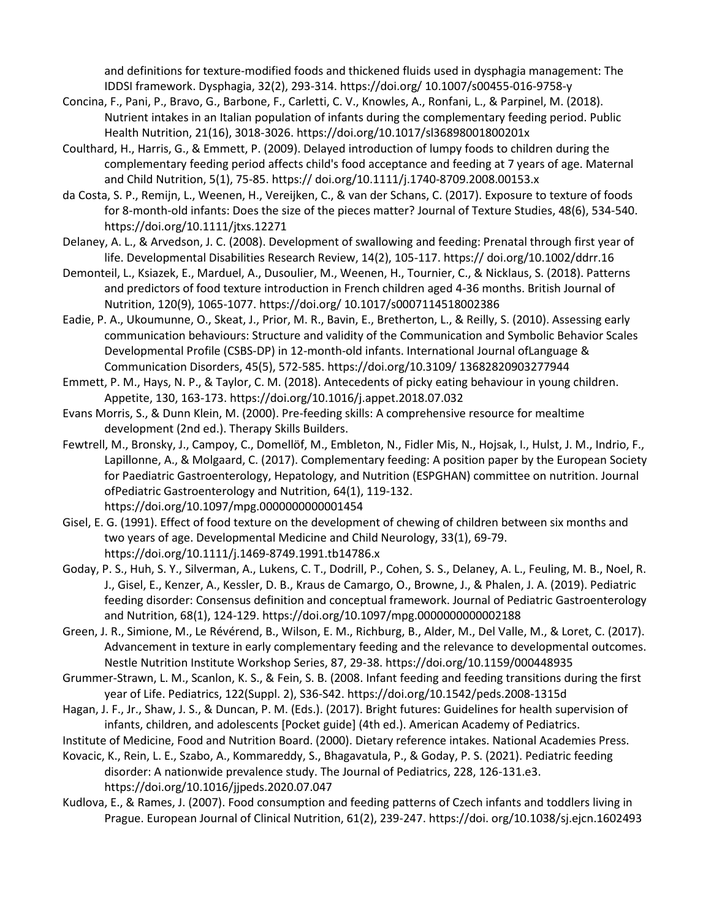and definitions for texture-modified foods and thickened fluids used in dysphagia management: The IDDSI framework. Dysphagia, 32(2), 293-314. https://doi.org/ 10.1007/s00455-016-9758-y

Concina, F., Pani, P., Bravo, G., Barbone, F., Carletti, C. V., Knowles, A., Ronfani, L., & Parpinel, M. (2018). Nutrient intakes in an Italian population of infants during the complementary feeding period. Public Health Nutrition, 21(16), 3018-3026. https://doi.org/10.1017/sl36898001800201x

Coulthard, H., Harris, G., & Emmett, P. (2009). Delayed introduction of lumpy foods to children during the complementary feeding period affects child's food acceptance and feeding at 7 years of age. Maternal and Child Nutrition, 5(1), 75-85. https:// doi.org/10.1111/j.1740-8709.2008.00153.x

da Costa, S. P., Remijn, L., Weenen, H., Vereijken, C., & van der Schans, C. (2017). Exposure to texture of foods for 8-month-old infants: Does the size of the pieces matter? Journal of Texture Studies, 48(6), 534-540. https://doi.org/10.1111/jtxs.12271

Delaney, A. L., & Arvedson, J. C. (2008). Development of swallowing and feeding: Prenatal through first year of life. Developmental Disabilities Research Review, 14(2), 105-117. https:// doi.org/10.1002/ddrr.16

Demonteil, L., Ksiazek, E., Marduel, A., Dusoulier, M., Weenen, H., Tournier, C., & Nicklaus, S. (2018). Patterns and predictors of food texture introduction in French children aged 4-36 months. British Journal of Nutrition, 120(9), 1065-1077. https://doi.org/ 10.1017/s0007114518002386

Eadie, P. A., Ukoumunne, O., Skeat, J., Prior, M. R., Bavin, E., Bretherton, L., & Reilly, S. (2010). Assessing early communication behaviours: Structure and validity of the Communication and Symbolic Behavior Scales Developmental Profile (CSBS-DP) in 12-month-old infants. International Journal ofLanguage & Communication Disorders, 45(5), 572-585. https://doi.org/10.3109/ 13682820903277944

Emmett, P. M., Hays, N. P., & Taylor, C. M. (2018). Antecedents of picky eating behaviour in young children. Appetite, 130, 163-173. https://doi.org/10.1016/j.appet.2018.07.032

Evans Morris, S., & Dunn Klein, M. (2000). Pre-feeding skills: A comprehensive resource for mealtime development (2nd ed.). Therapy Skills Builders.

Fewtrell, M., Bronsky, J., Campoy, C., Domellöf, M., Embleton, N., Fidler Mis, N., Hojsak, I., Hulst, J. M., Indrio, F., Lapillonne, A., & Molgaard, C. (2017). Complementary feeding: A position paper by the European Society for Paediatric Gastroenterology, Hepatology, and Nutrition (ESPGHAN) committee on nutrition. Journal ofPediatric Gastroenterology and Nutrition, 64(1), 119-132. https://doi.org/10.1097/mpg.0000000000001454

Gisel, E. G. (1991). Effect of food texture on the development of chewing of children between six months and two years of age. Developmental Medicine and Child Neurology, 33(1), 69-79. https://doi.org/10.1111/j.1469-8749.1991.tb14786.x

Goday, P. S., Huh, S. Y., Silverman, A., Lukens, C. T., Dodrill, P., Cohen, S. S., Delaney, A. L., Feuling, M. B., Noel, R. J., Gisel, E., Kenzer, A., Kessler, D. B., Kraus de Camargo, O., Browne, J., & Phalen, J. A. (2019). Pediatric feeding disorder: Consensus definition and conceptual framework. Journal of Pediatric Gastroenterology and Nutrition, 68(1), 124-129. https://doi.org/10.1097/mpg.0000000000002188

Green, J. R., Simione, M., Le Révérend, B., Wilson, E. M., Richburg, B., Alder, M., Del Valle, M., & Loret, C. (2017). Advancement in texture in early complementary feeding and the relevance to developmental outcomes. Nestle Nutrition Institute Workshop Series, 87, 29-38. https://doi.org/10.1159/000448935

Grummer-Strawn, L. M., Scanlon, K. S., & Fein, S. B. (2008. Infant feeding and feeding transitions during the first year of Life. Pediatrics, 122(Suppl. 2), S36-S42. https://doi.org/10.1542/peds.2008-1315d

Hagan, J. F., Jr., Shaw, J. S., & Duncan, P. M. (Eds.). (2017). Bright futures: Guidelines for health supervision of infants, children, and adolescents [Pocket guide] (4th ed.). American Academy of Pediatrics.

Institute of Medicine, Food and Nutrition Board. (2000). Dietary reference intakes. National Academies Press.

Kovacic, K., Rein, L. E., Szabo, A., Kommareddy, S., Bhagavatula, P., & Goday, P. S. (2021). Pediatric feeding disorder: A nationwide prevalence study. The Journal of Pediatrics, 228, 126-131.e3. https://doi.org/10.1016/jjpeds.2020.07.047

Kudlova, E., & Rames, J. (2007). Food consumption and feeding patterns of Czech infants and toddlers living in Prague. European Journal of Clinical Nutrition, 61(2), 239-247. https://doi. org/10.1038/sj.ejcn.1602493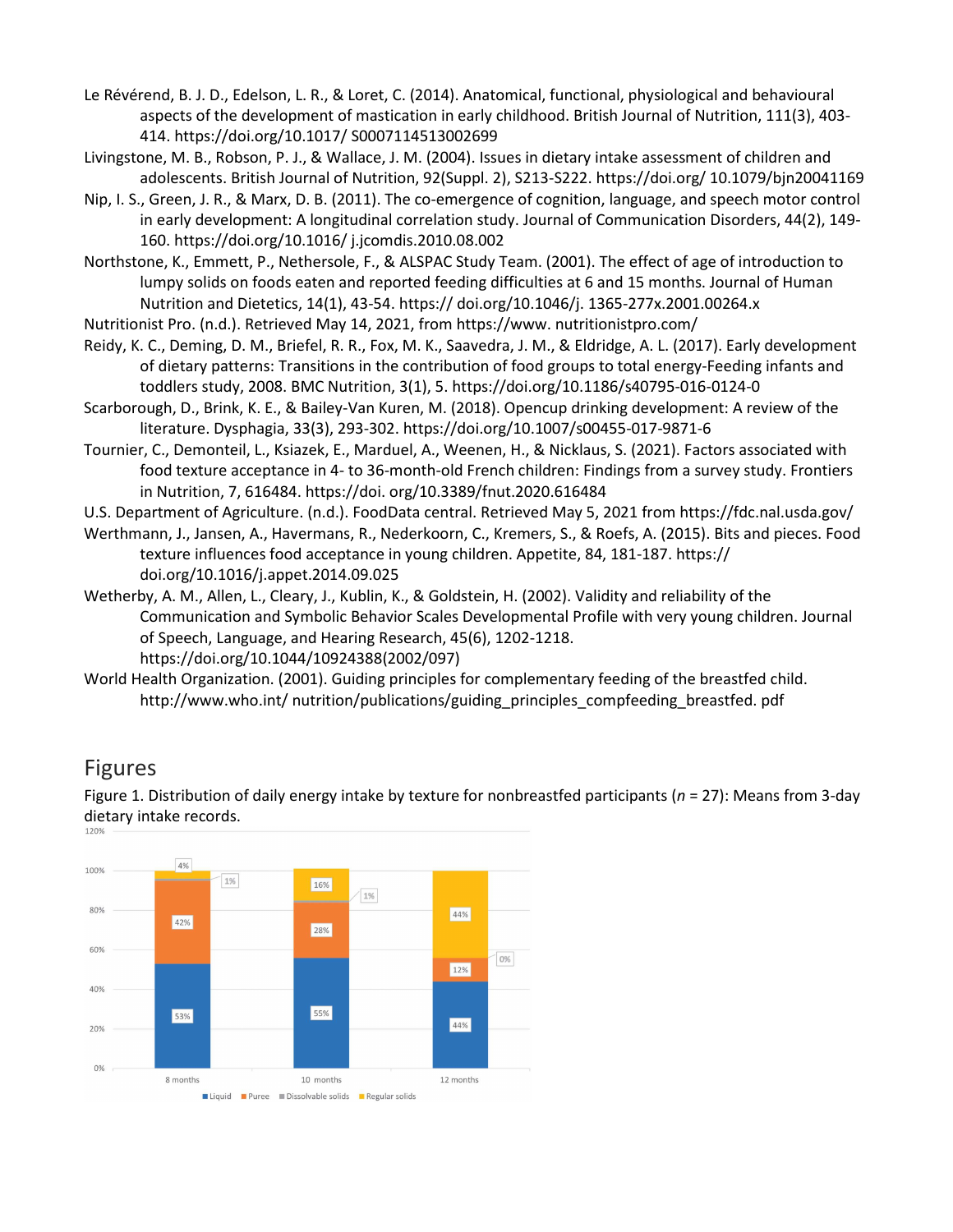Le Révérend, B. J. D., Edelson, L. R., & Loret, C. (2014). Anatomical, functional, physiological and behavioural aspects of the development of mastication in early childhood. British Journal of Nutrition, 111(3), 403-414. https://doi.org/10.1017/ S0007114513002699

Livingstone, M. B., Robson, P. J., & Wallace, J. M. (2004). Issues in dietary intake assessment of children and adolescents. British Journal of Nutrition, 92(Suppl. 2), S213-S222. https://doi.org/ 10.1079/bjn20041169

Nip, I. S., Green, J. R., & Marx, D. B. (2011). The co-emergence of cognition, language, and speech motor control in early development: A longitudinal correlation study. Journal of Communication Disorders, 44(2), 149-160. https://doi.org/10.1016/ j.jcomdis.2010.08.002

Northstone, K., Emmett, P., Nethersole, F., & ALSPAC Study Team. (2001). The effect of age of introduction to lumpy solids on foods eaten and reported feeding difficulties at 6 and 15 months. Journal of Human Nutrition and Dietetics, 14(1), 43-54. https:// doi.org/10.1046/j. 1365-277x.2001.00264.x

Nutritionist Pro. (n.d.). Retrieved May 14, 2021, from https://www. nutritionistpro.com/

Reidy, K. C., Deming, D. M., Briefel, R. R., Fox, M. K., Saavedra, J. M., & Eldridge, A. L. (2017). Early development of dietary patterns: Transitions in the contribution of food groups to total energy-Feeding infants and toddlers study, 2008. BMC Nutrition, 3(1), 5. https://doi.org/10.1186/s40795-016-0124-0

Scarborough, D., Brink, K. E., & Bailey-Van Kuren, M. (2018). Opencup drinking development: A review of the literature. Dysphagia, 33(3), 293-302. https://doi.org/10.1007/s00455-017-9871-6

Tournier, C., Demonteil, L., Ksiazek, E., Marduel, A., Weenen, H., & Nicklaus, S. (2021). Factors associated with food texture acceptance in 4- to 36-month-old French children: Findings from a survey study. Frontiers in Nutrition, 7, 616484. https://doi. org/10.3389/fnut.2020.616484

U.S. Department of Agriculture. (n.d.). FoodData central. Retrieved May 5, 2021 from https://fdc.nal.usda.gov/

Werthmann, J., Jansen, A., Havermans, R., Nederkoorn, C., Kremers, S., & Roefs, A. (2015). Bits and pieces. Food texture influences food acceptance in young children. Appetite, 84, 181-187. https:// doi.org/10.1016/j.appet.2014.09.025

Wetherby, A. M., Allen, L., Cleary, J., Kublin, K., & Goldstein, H. (2002). Validity and reliability of the Communication and Symbolic Behavior Scales Developmental Profile with very young children. Journal of Speech, Language, and Hearing Research, 45(6), 1202-1218. https://doi.org/10.1044/10924388(2002/097)

World Health Organization. (2001). Guiding principles for complementary feeding of the breastfed child. http://www.who.int/ nutrition/publications/guiding_principles_compfeeding_breastfed. pdf

## Figures

Figure 1. Distribution of daily energy intake by texture for nonbreastfed participants (*n* = 27): Means from 3-day dietary intake records.

| | 8 months | 10 months | 12 months |
|---|---|---|---|
| Liquid | 53% | 55% | 44% |
| Puree | 42% | 28% | 12% |
| Dissolvable solids | 1% | 1% | 0% |
| Regular solids | 4% | 16% | 44% |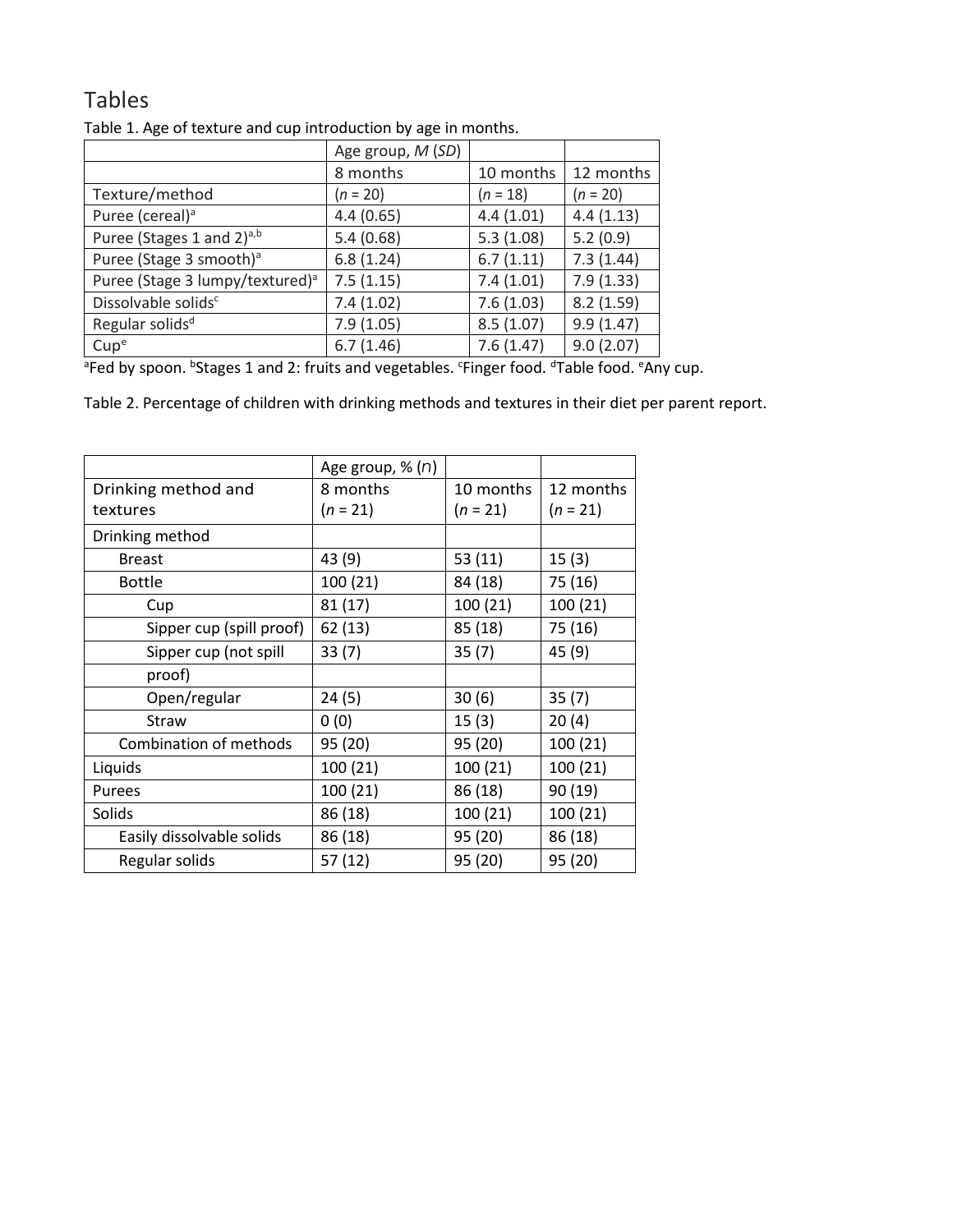## Tables

Table 1. Age of texture and cup introduction by age in months.

| | Age group, *M* (*SD*) | | |
|---|---|---|---|
| | 8 months | 10 months | 12 months |
| Texture/method | (*n* = 20) | (*n* = 18) | (*n* = 20) |
| Puree (cereal)[a] | 4.4 (0.65) | 4.4 (1.01) | 4.4 (1.13) |
| Puree (Stages 1 and 2)[a,b] | 5.4 (0.68) | 5.3 (1.08) | 5.2 (0.9) |
| Puree (Stage 3 smooth)[a] | 6.8 (1.24) | 6.7 (1.11) | 7.3 (1.44) |
| Puree (Stage 3 lumpy/textured)[a] | 7.5 (1.15) | 7.4 (1.01) | 7.9 (1.33) |
| Dissolvable solids[c] | 7.4 (1.02) | 7.6 (1.03) | 8.2 (1.59) |
| Regular solids[d] | 7.9 (1.05) | 8.5 (1.07) | 9.9 (1.47) |
| Cup[e] | 6.7 (1.46) | 7.6 (1.47) | 9.0 (2.07) |

[a]Fed by spoon. [b]Stages 1 and 2: fruits and vegetables. [c]Finger food. [d]Table food. [e]Any cup.

Table 2. Percentage of children with drinking methods and textures in their diet per parent report.

| | Age group, % (*n*) | | |
|---|---|---|---|
| Drinking method and textures | 8 months (*n* = 21) | 10 months (*n* = 21) | 12 months (*n* = 21) |
| Drinking method | | | |
| Breast | 43 (9) | 53 (11) | 15 (3) |
| Bottle | 100 (21) | 84 (18) | 75 (16) |
| Cup | 81 (17) | 100 (21) | 100 (21) |
| Sipper cup (spill proof) | 62 (13) | 85 (18) | 75 (16) |
| Sipper cup (not spill proof) | 33 (7) | 35 (7) | 45 (9) |
| Open/regular | 24 (5) | 30 (6) | 35 (7) |
| Straw | 0 (0) | 15 (3) | 20 (4) |
| Combination of methods | 95 (20) | 95 (20) | 100 (21) |
| Liquids | 100 (21) | 100 (21) | 100 (21) |
| Purees | 100 (21) | 86 (18) | 90 (19) |
| Solids | 86 (18) | 100 (21) | 100 (21) |
| Easily dissolvable solids | 86 (18) | 95 (20) | 86 (18) |
| Regular solids | 57 (12) | 95 (20) | 95 (20) |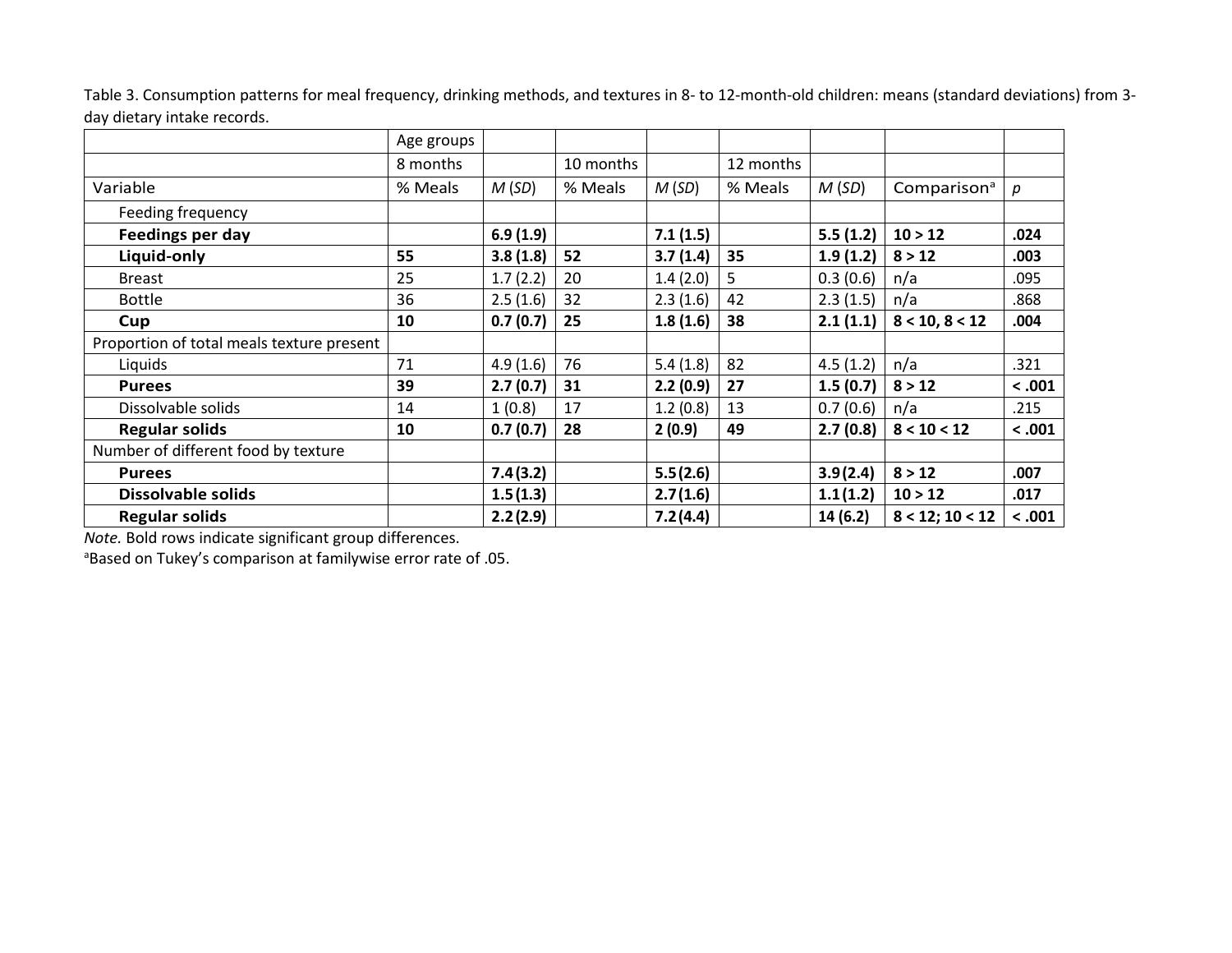Table 3. Consumption patterns for meal frequency, drinking methods, and textures in 8- to 12-month-old children: means (standard deviations) from 3-day dietary intake records.

| | Age groups | | | | | | | |
|---|---|---|---|---|---|---|---|---|
| | 8 months | | 10 months | | 12 months | | | |
| Variable | % Meals | *M* (*SD*) | % Meals | *M* (*SD*) | % Meals | *M* (*SD*) | Comparison[a] | *p* |
| Feeding frequency | | | | | | | | |
| **Feedings per day** | | **6.9 (1.9)** | | **7.1 (1.5)** | | **5.5 (1.2)** | **10 > 12** | **.024** |
| **Liquid-only** | **55** | **3.8 (1.8)** | **52** | **3.7 (1.4)** | **35** | **1.9 (1.2)** | **8 > 12** | **.003** |
| Breast | 25 | 1.7 (2.2) | 20 | 1.4 (2.0) | 5 | 0.3 (0.6) | n/a | .095 |
| Bottle | 36 | 2.5 (1.6) | 32 | 2.3 (1.6) | 42 | 2.3 (1.5) | n/a | .868 |
| **Cup** | **10** | **0.7 (0.7)** | **25** | **1.8 (1.6)** | **38** | **2.1 (1.1)** | **8 < 10, 8 < 12** | **.004** |
| Proportion of total meals texture present | | | | | | | | |
| Liquids | 71 | 4.9 (1.6) | 76 | 5.4 (1.8) | 82 | 4.5 (1.2) | n/a | .321 |
| **Purees** | **39** | **2.7 (0.7)** | **31** | **2.2 (0.9)** | **27** | **1.5 (0.7)** | **8 > 12** | **< .001** |
| Dissolvable solids | 14 | 1 (0.8) | 17 | 1.2 (0.8) | 13 | 0.7 (0.6) | n/a | .215 |
| **Regular solids** | **10** | **0.7 (0.7)** | **28** | **2 (0.9)** | **49** | **2.7 (0.8)** | **8 < 10 < 12** | **< .001** |
| Number of different food by texture | | | | | | | | |
| **Purees** | | **7.4 (3.2)** | | **5.5 (2.6)** | | **3.9 (2.4)** | **8 > 12** | **.007** |
| **Dissolvable solids** | | **1.5 (1.3)** | | **2.7 (1.6)** | | **1.1 (1.2)** | **10 > 12** | **.017** |
| **Regular solids** | | **2.2 (2.9)** | | **7.2 (4.4)** | | **14 (6.2)** | **8 < 12; 10 < 12** | **< .001** |

*Note.* Bold rows indicate significant group differences.

[a]Based on Tukey's comparison at familywise error rate of .05.